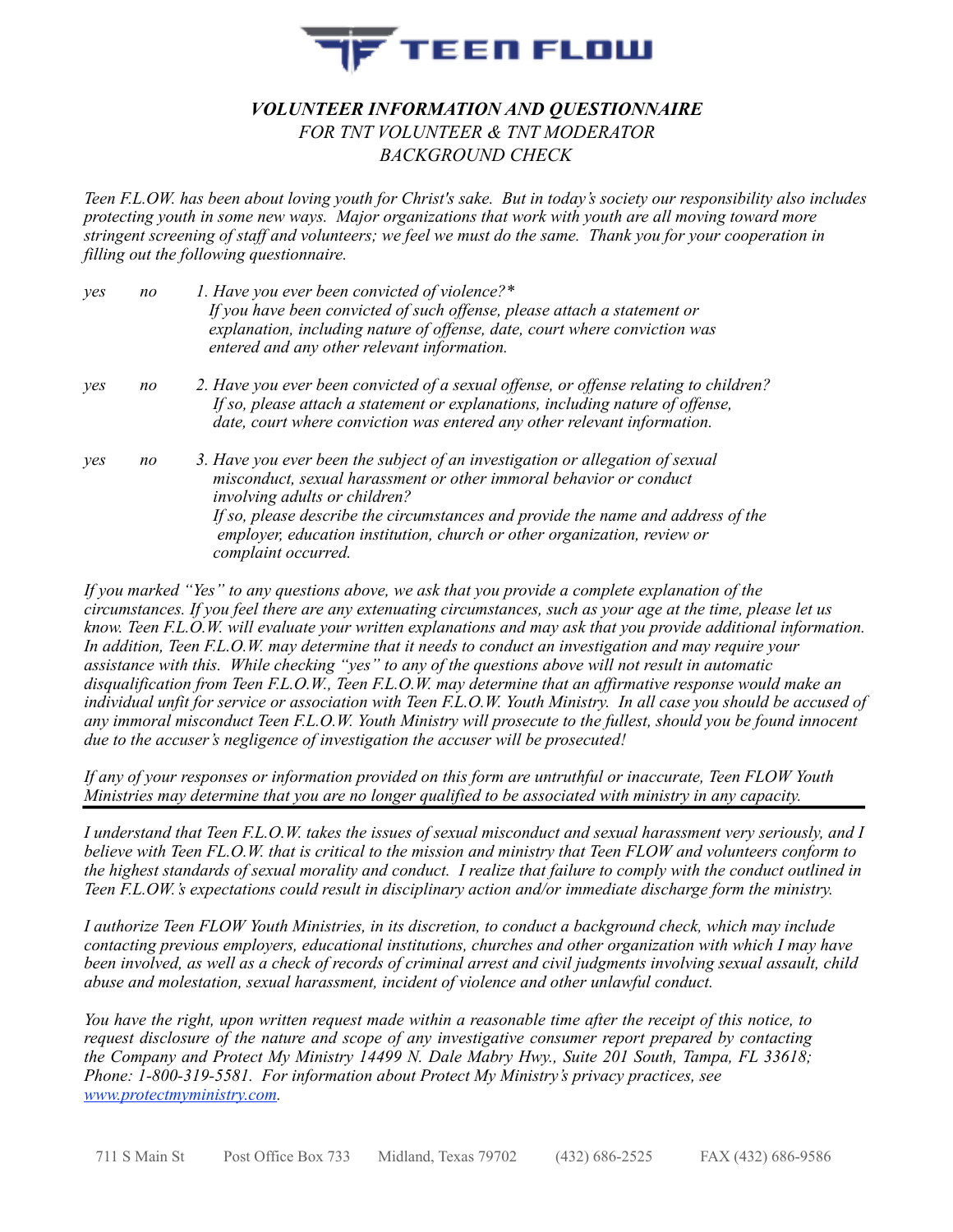TEEN FLOW

### *VOLUNTEER INFORMATION AND QUESTIONNAIRE*

*FOR TNT VOLUNTEER & TNT MODERATOR*
*BACKGROUND CHECK*

*Teen F.L.OW. has been about loving youth for Christ's sake. But in today's society our responsibility also includes protecting youth in some new ways. Major organizations that work with youth are all moving toward more stringent screening of staff and volunteers; we feel we must do the same. Thank you for your cooperation in filling out the following questionnaire.*

*yes no 1. Have you ever been convicted of violence?**
*If you have been convicted of such offense, please attach a statement or explanation, including nature of offense, date, court where conviction was entered and any other relevant information.*

*yes no 2. Have you ever been convicted of a sexual offense, or offense relating to children?*
*If so, please attach a statement or explanations, including nature of offense, date, court where conviction was entered any other relevant information.*

*yes no 3. Have you ever been the subject of an investigation or allegation of sexual misconduct, sexual harassment or other immoral behavior or conduct involving adults or children?*
*If so, please describe the circumstances and provide the name and address of the employer, education institution, church or other organization, review or complaint occurred.*

*If you marked "Yes" to any questions above, we ask that you provide a complete explanation of the circumstances. If you feel there are any extenuating circumstances, such as your age at the time, please let us know. Teen F.L.O.W. will evaluate your written explanations and may ask that you provide additional information. In addition, Teen F.L.O.W. may determine that it needs to conduct an investigation and may require your assistance with this. While checking "yes" to any of the questions above will not result in automatic disqualification from Teen F.L.O.W., Teen F.L.O.W. may determine that an affirmative response would make an individual unfit for service or association with Teen F.L.O.W. Youth Ministry. In all case you should be accused of any immoral misconduct Teen F.L.O.W. Youth Ministry will prosecute to the fullest, should you be found innocent due to the accuser's negligence of investigation the accuser will be prosecuted!*

*If any of your responses or information provided on this form are untruthful or inaccurate, Teen FLOW Youth Ministries may determine that you are no longer qualified to be associated with ministry in any capacity.*

---

*I understand that Teen F.L.O.W. takes the issues of sexual misconduct and sexual harassment very seriously, and I believe with Teen FL.O.W. that is critical to the mission and ministry that Teen FLOW and volunteers conform to the highest standards of sexual morality and conduct. I realize that failure to comply with the conduct outlined in Teen F.L.OW.'s expectations could result in disciplinary action and/or immediate discharge form the ministry.*

*I authorize Teen FLOW Youth Ministries, in its discretion, to conduct a background check, which may include contacting previous employers, educational institutions, churches and other organization with which I may have been involved, as well as a check of records of criminal arrest and civil judgments involving sexual assault, child abuse and molestation, sexual harassment, incident of violence and other unlawful conduct.*

*You have the right, upon written request made within a reasonable time after the receipt of this notice, to request disclosure of the nature and scope of any investigative consumer report prepared by contacting the Company and Protect My Ministry 14499 N. Dale Mabry Hwy., Suite 201 South, Tampa, FL 33618; Phone: 1-800-319-5581. For information about Protect My Ministry's privacy practices, see [www.protectmyministry.com](http://www.protectmyministry.com).*

711 S Main St Post Office Box 733 Midland, Texas 79702 (432) 686-2525 FAX (432) 686-9586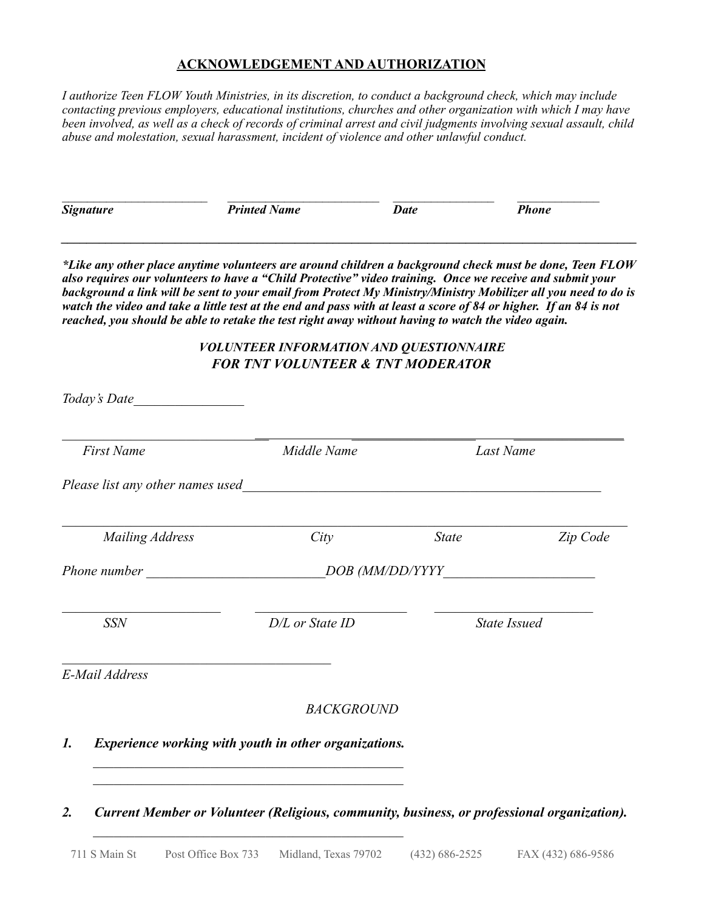## ACKNOWLEDGEMENT AND AUTHORIZATION

*I authorize Teen FLOW Youth Ministries, in its discretion, to conduct a background check, which may include contacting previous employers, educational institutions, churches and other organization with which I may have been involved, as well as a check of records of criminal arrest and civil judgments involving sexual assault, child abuse and molestation, sexual harassment, incident of violence and other unlawful conduct.*

________________________ ________________________ ________________ _____________

***Signature*** ***Printed Name*** ***Date*** ***Phone***

---

***\*Like any other place anytime volunteers are around children a background check must be done, Teen FLOW also requires our volunteers to have a "Child Protective" video training. Once we receive and submit your background a link will be sent to your email from Protect My Ministry/Ministry Mobilizer all you need to do is watch the video and take a little test at the end and pass with at least a score of 84 or higher. If an 84 is not reached, you should be able to retake the test right away without having to watch the video again.***

### *VOLUNTEER INFORMATION AND QUESTIONNAIRE*
### *FOR TNT VOLUNTEER & TNT MODERATOR*

*Today's Date*________________

______________________________ ____________________ ________________

*First Name* *Middle Name* *Last Name*

*Please list any other names used*_____________________________________________________

__________________________________________________________________________________

*Mailing Address* *City* *State* *Zip Code*

*Phone number* ___________________________*DOB (MM/DD/YYYY*______________________

________________________ ______________________ _______________________

*SSN* *D/L or State ID* *State Issued*

________________________________________

*E-Mail Address*

*BACKGROUND*

***1. Experience working with youth in other organizations.***

_______________________________________________

_______________________________________________

***2. Current Member or Volunteer (Religious, community, business, or professional organization).***

_______________________________________________

711 S Main St Post Office Box 733 Midland, Texas 79702 (432) 686-2525 FAX (432) 686-9586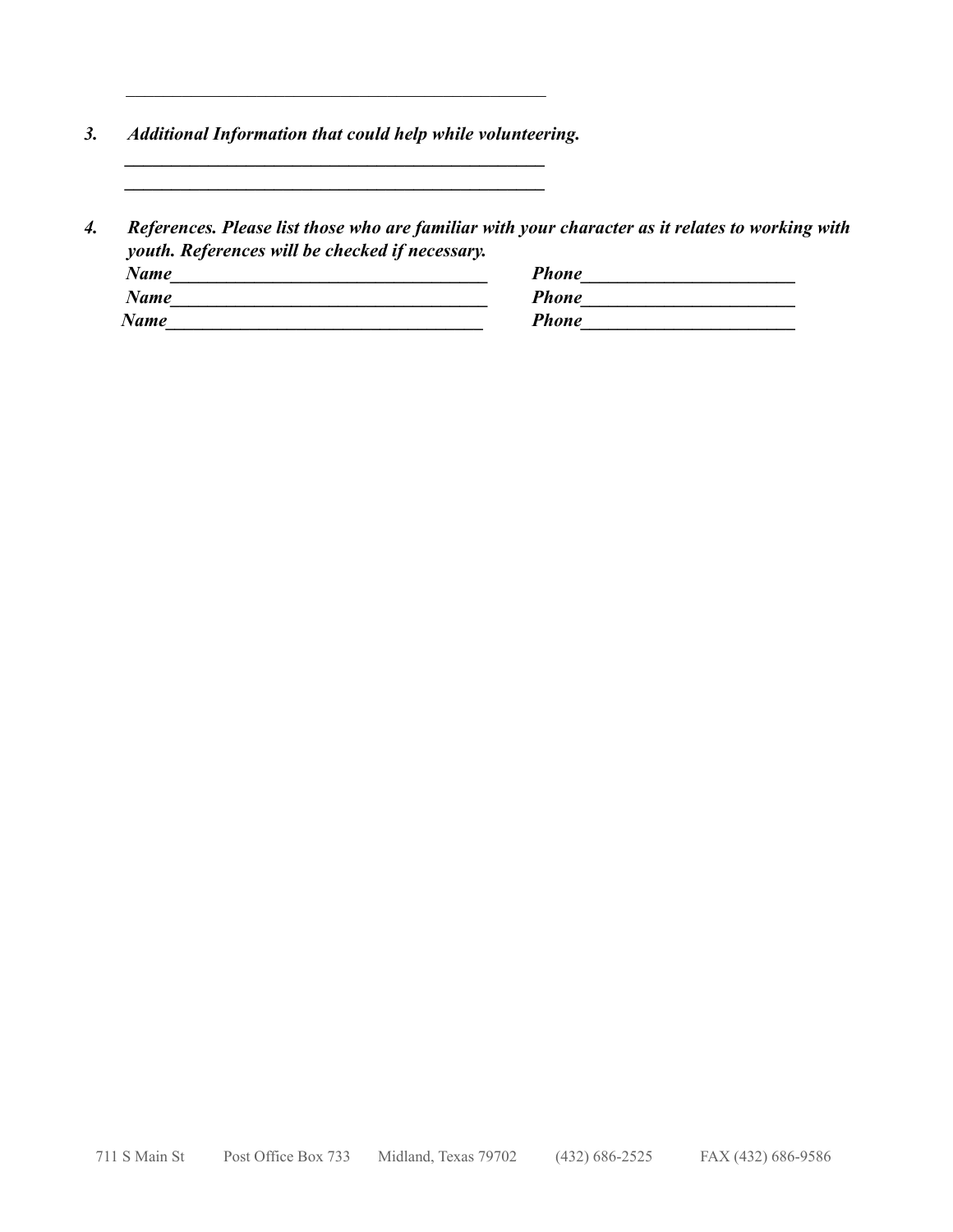\_\_\_\_\_\_\_\_\_\_\_\_\_\_\_\_\_\_\_\_\_\_\_\_\_\_\_\_\_\_\_\_\_\_\_\_\_\_\_\_\_\_\_\_\_\_\_\_

3. ***Additional Information that could help while volunteering.***

   \_\_\_\_\_\_\_\_\_\_\_\_\_\_\_\_\_\_\_\_\_\_\_\_\_\_\_\_\_\_\_\_\_\_\_\_\_\_\_\_\_\_\_\_\_\_\_\_

   \_\_\_\_\_\_\_\_\_\_\_\_\_\_\_\_\_\_\_\_\_\_\_\_\_\_\_\_\_\_\_\_\_\_\_\_\_\_\_\_\_\_\_\_\_\_\_\_

4. ***References. Please list those who are familiar with your character as it relates to working with youth. References will be checked if necessary.***

   ***Name\_\_\_\_\_\_\_\_\_\_\_\_\_\_\_\_\_\_\_\_\_\_\_\_\_\_\_\_\_\_\_\_\_\_\_\_ Phone\_\_\_\_\_\_\_\_\_\_\_\_\_\_\_\_\_\_\_\_\_\_\_\_***

   ***Name\_\_\_\_\_\_\_\_\_\_\_\_\_\_\_\_\_\_\_\_\_\_\_\_\_\_\_\_\_\_\_\_\_\_\_\_ Phone\_\_\_\_\_\_\_\_\_\_\_\_\_\_\_\_\_\_\_\_\_\_\_\_***

   ***Name\_\_\_\_\_\_\_\_\_\_\_\_\_\_\_\_\_\_\_\_\_\_\_\_\_\_\_\_\_\_\_\_\_\_\_\_ Phone\_\_\_\_\_\_\_\_\_\_\_\_\_\_\_\_\_\_\_\_\_\_\_\_***

711 S Main St Post Office Box 733 Midland, Texas 79702 (432) 686-2525 FAX (432) 686-9586